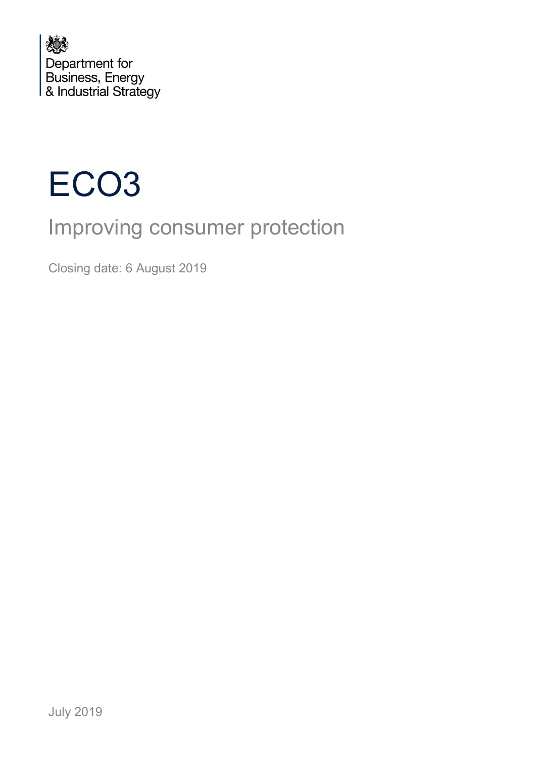Department for
Business, Energy
& Industrial Strategy

# ECO3

## Improving consumer protection

Closing date: 6 August 2019

July 2019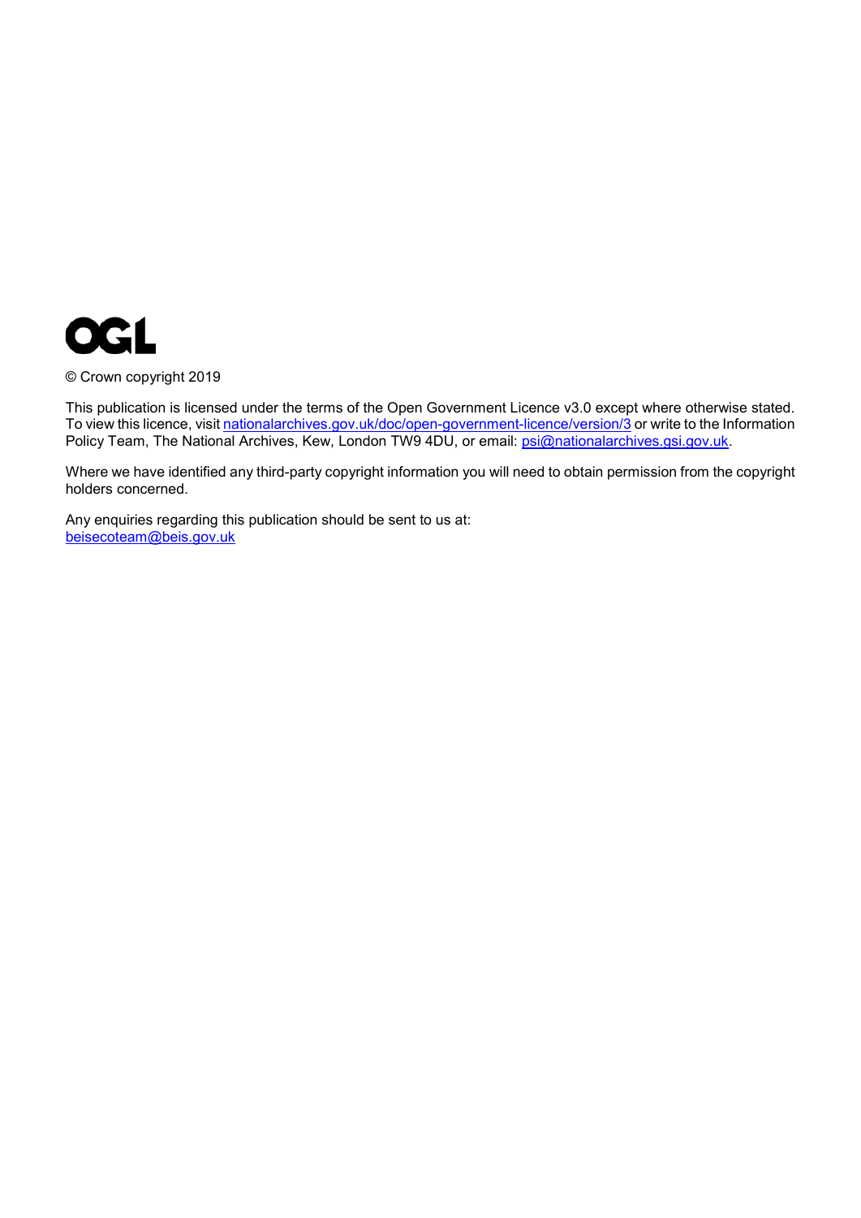OGL

© Crown copyright 2019

This publication is licensed under the terms of the Open Government Licence v3.0 except where otherwise stated. To view this licence, visit [nationalarchives.gov.uk/doc/open-government-licence/version/3](http://nationalarchives.gov.uk/doc/open-government-licence/version/3) or write to the Information Policy Team, The National Archives, Kew, London TW9 4DU, or email: [psi@nationalarchives.gsi.gov.uk](mailto:psi@nationalarchives.gsi.gov.uk).

Where we have identified any third-party copyright information you will need to obtain permission from the copyright holders concerned.

Any enquiries regarding this publication should be sent to us at:
[beisecoteam@beis.gov.uk](mailto:beisecoteam@beis.gov.uk)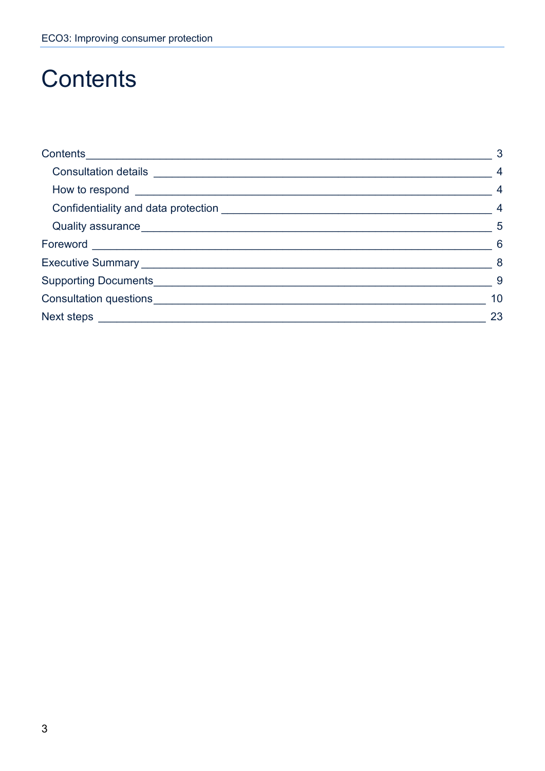# Contents

Contents ____________________________________________ 3

- Consultation details ____________________________ 4
- How to respond _________________________________ 4
- Confidentiality and data protection ______________ 4
- Quality assurance ______________________________ 5

Foreword ___________________________________________ 6

Executive Summary __________________________________ 8

Supporting Documents _______________________________ 9

Consultation questions _______________________________ 10

Next steps __________________________________________ 23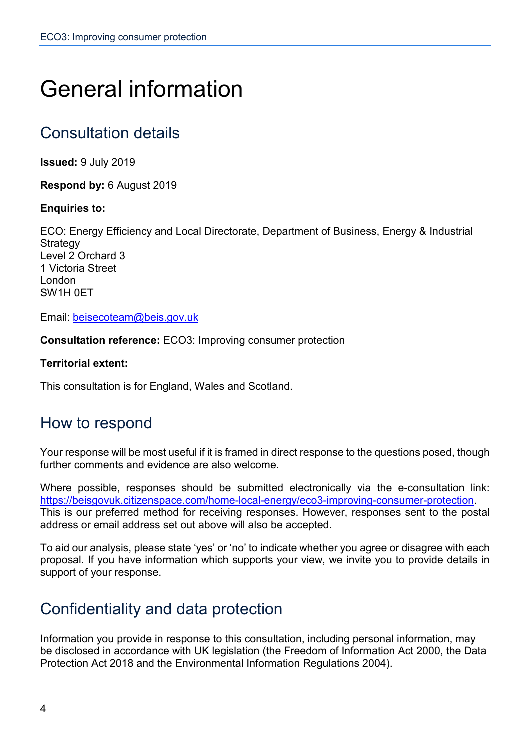# General information

## Consultation details

**Issued:** 9 July 2019

**Respond by:** 6 August 2019

**Enquiries to:**

ECO: Energy Efficiency and Local Directorate, Department of Business, Energy & Industrial Strategy
Level 2 Orchard 3
1 Victoria Street
London
SW1H 0ET

Email: beisecoteam@beis.gov.uk

**Consultation reference:** ECO3: Improving consumer protection

**Territorial extent:**

This consultation is for England, Wales and Scotland.

## How to respond

Your response will be most useful if it is framed in direct response to the questions posed, though further comments and evidence are also welcome.

Where possible, responses should be submitted electronically via the e-consultation link: https://beisgovuk.citizenspace.com/home-local-energy/eco3-improving-consumer-protection. This is our preferred method for receiving responses. However, responses sent to the postal address or email address set out above will also be accepted.

To aid our analysis, please state 'yes' or 'no' to indicate whether you agree or disagree with each proposal. If you have information which supports your view, we invite you to provide details in support of your response.

## Confidentiality and data protection

Information you provide in response to this consultation, including personal information, may be disclosed in accordance with UK legislation (the Freedom of Information Act 2000, the Data Protection Act 2018 and the Environmental Information Regulations 2004).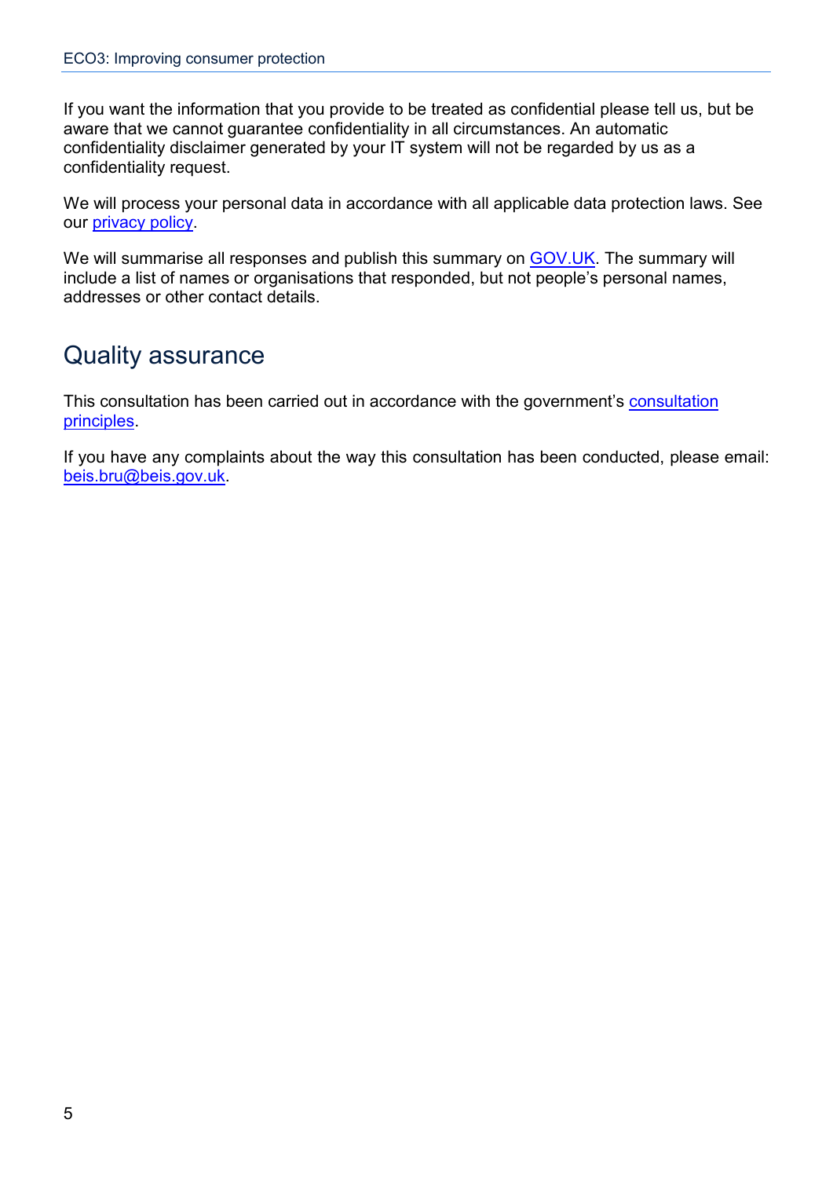If you want the information that you provide to be treated as confidential please tell us, but be aware that we cannot guarantee confidentiality in all circumstances. An automatic confidentiality disclaimer generated by your IT system will not be regarded by us as a confidentiality request.

We will process your personal data in accordance with all applicable data protection laws. See our privacy policy.

We will summarise all responses and publish this summary on GOV.UK. The summary will include a list of names or organisations that responded, but not people's personal names, addresses or other contact details.

## Quality assurance

This consultation has been carried out in accordance with the government's consultation principles.

If you have any complaints about the way this consultation has been conducted, please email: beis.bru@beis.gov.uk.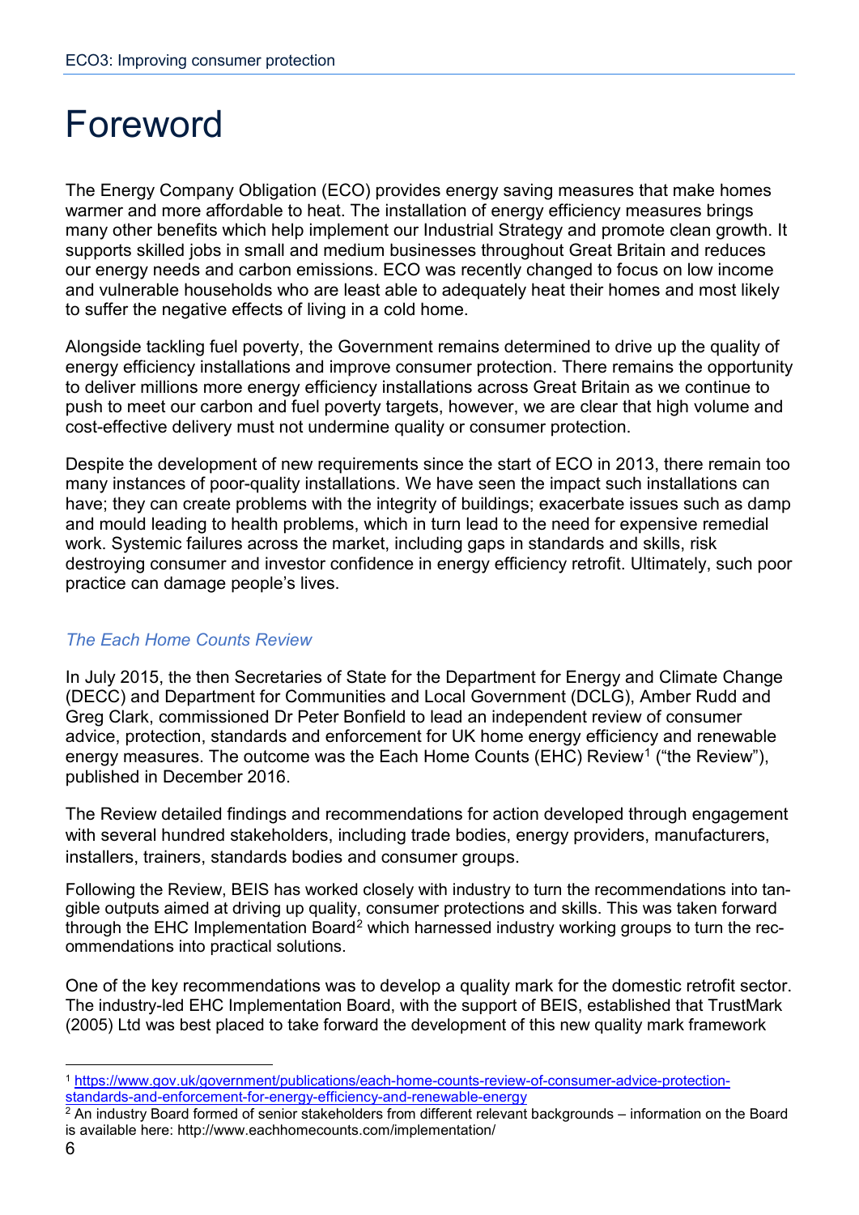# Foreword

The Energy Company Obligation (ECO) provides energy saving measures that make homes warmer and more affordable to heat. The installation of energy efficiency measures brings many other benefits which help implement our Industrial Strategy and promote clean growth. It supports skilled jobs in small and medium businesses throughout Great Britain and reduces our energy needs and carbon emissions. ECO was recently changed to focus on low income and vulnerable households who are least able to adequately heat their homes and most likely to suffer the negative effects of living in a cold home.

Alongside tackling fuel poverty, the Government remains determined to drive up the quality of energy efficiency installations and improve consumer protection. There remains the opportunity to deliver millions more energy efficiency installations across Great Britain as we continue to push to meet our carbon and fuel poverty targets, however, we are clear that high volume and cost-effective delivery must not undermine quality or consumer protection.

Despite the development of new requirements since the start of ECO in 2013, there remain too many instances of poor-quality installations. We have seen the impact such installations can have; they can create problems with the integrity of buildings; exacerbate issues such as damp and mould leading to health problems, which in turn lead to the need for expensive remedial work. Systemic failures across the market, including gaps in standards and skills, risk destroying consumer and investor confidence in energy efficiency retrofit. Ultimately, such poor practice can damage people's lives.

*The Each Home Counts Review*

In July 2015, the then Secretaries of State for the Department for Energy and Climate Change (DECC) and Department for Communities and Local Government (DCLG), Amber Rudd and Greg Clark, commissioned Dr Peter Bonfield to lead an independent review of consumer advice, protection, standards and enforcement for UK home energy efficiency and renewable energy measures. The outcome was the Each Home Counts (EHC) Review[1] ("the Review"), published in December 2016.

The Review detailed findings and recommendations for action developed through engagement with several hundred stakeholders, including trade bodies, energy providers, manufacturers, installers, trainers, standards bodies and consumer groups.

Following the Review, BEIS has worked closely with industry to turn the recommendations into tangible outputs aimed at driving up quality, consumer protections and skills. This was taken forward through the EHC Implementation Board[2] which harnessed industry working groups to turn the recommendations into practical solutions.

One of the key recommendations was to develop a quality mark for the domestic retrofit sector. The industry-led EHC Implementation Board, with the support of BEIS, established that TrustMark (2005) Ltd was best placed to take forward the development of this new quality mark framework

[1] https://www.gov.uk/government/publications/each-home-counts-review-of-consumer-advice-protection-standards-and-enforcement-for-energy-efficiency-and-renewable-energy

[2] An industry Board formed of senior stakeholders from different relevant backgrounds – information on the Board is available here: http://www.eachhomecounts.com/implementation/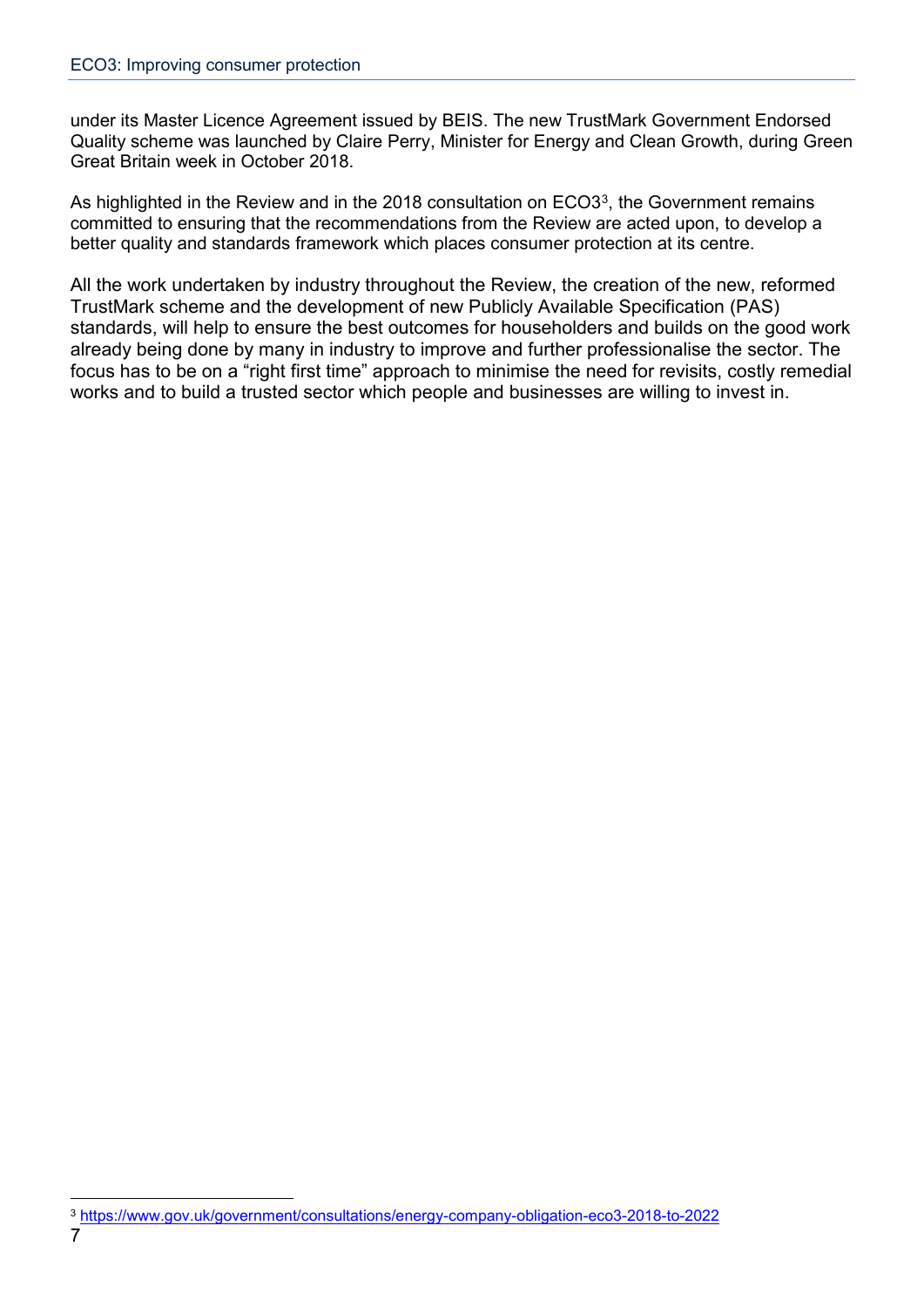under its Master Licence Agreement issued by BEIS. The new TrustMark Government Endorsed Quality scheme was launched by Claire Perry, Minister for Energy and Clean Growth, during Green Great Britain week in October 2018.

As highlighted in the Review and in the 2018 consultation on ECO3[3], the Government remains committed to ensuring that the recommendations from the Review are acted upon, to develop a better quality and standards framework which places consumer protection at its centre.

All the work undertaken by industry throughout the Review, the creation of the new, reformed TrustMark scheme and the development of new Publicly Available Specification (PAS) standards, will help to ensure the best outcomes for householders and builds on the good work already being done by many in industry to improve and further professionalise the sector. The focus has to be on a "right first time" approach to minimise the need for revisits, costly remedial works and to build a trusted sector which people and businesses are willing to invest in.

[3] https://www.gov.uk/government/consultations/energy-company-obligation-eco3-2018-to-2022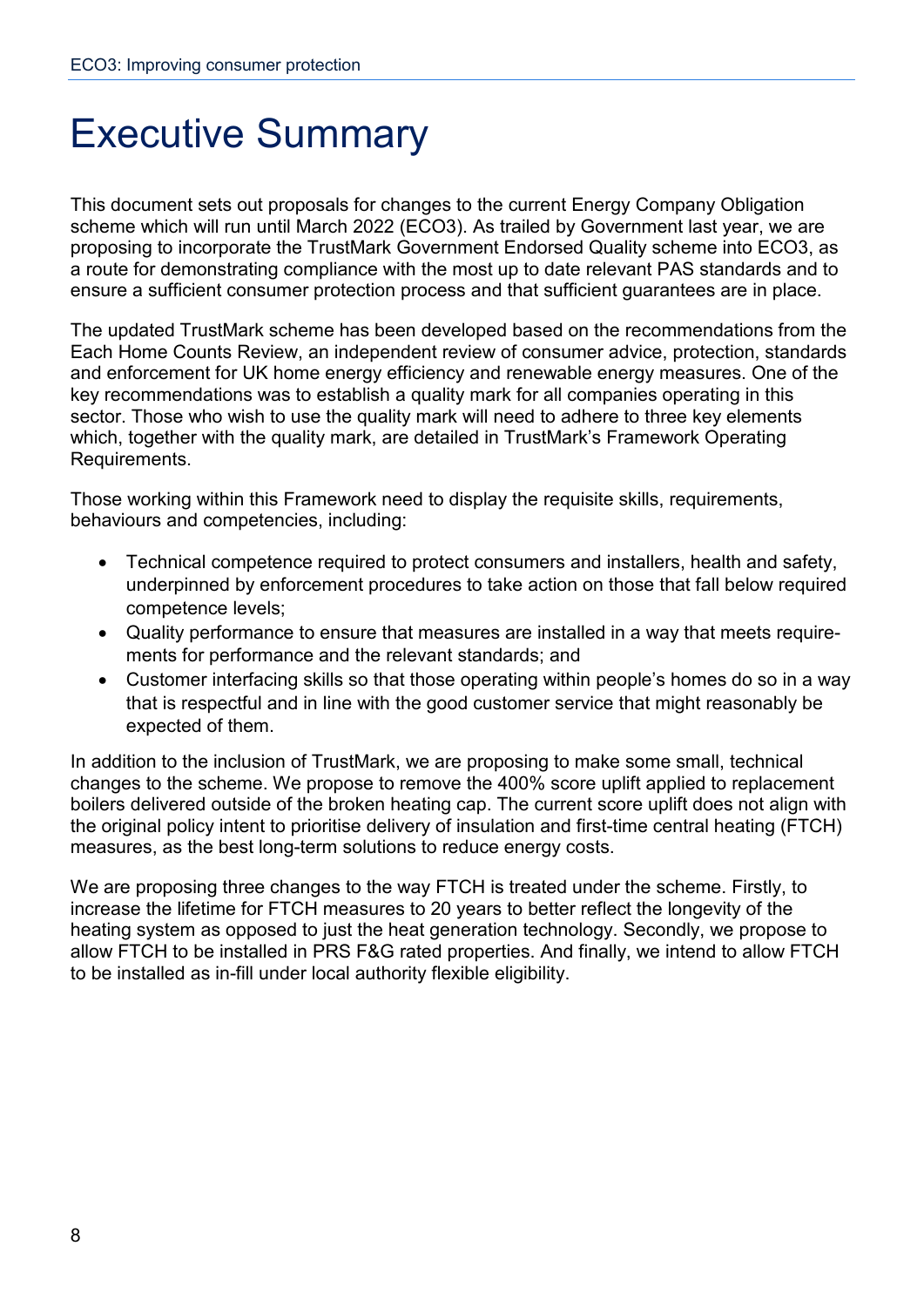# Executive Summary

This document sets out proposals for changes to the current Energy Company Obligation scheme which will run until March 2022 (ECO3). As trailed by Government last year, we are proposing to incorporate the TrustMark Government Endorsed Quality scheme into ECO3, as a route for demonstrating compliance with the most up to date relevant PAS standards and to ensure a sufficient consumer protection process and that sufficient guarantees are in place.

The updated TrustMark scheme has been developed based on the recommendations from the Each Home Counts Review, an independent review of consumer advice, protection, standards and enforcement for UK home energy efficiency and renewable energy measures. One of the key recommendations was to establish a quality mark for all companies operating in this sector. Those who wish to use the quality mark will need to adhere to three key elements which, together with the quality mark, are detailed in TrustMark's Framework Operating Requirements.

Those working within this Framework need to display the requisite skills, requirements, behaviours and competencies, including:

- Technical competence required to protect consumers and installers, health and safety, underpinned by enforcement procedures to take action on those that fall below required competence levels;
- Quality performance to ensure that measures are installed in a way that meets requirements for performance and the relevant standards; and
- Customer interfacing skills so that those operating within people's homes do so in a way that is respectful and in line with the good customer service that might reasonably be expected of them.

In addition to the inclusion of TrustMark, we are proposing to make some small, technical changes to the scheme. We propose to remove the 400% score uplift applied to replacement boilers delivered outside of the broken heating cap. The current score uplift does not align with the original policy intent to prioritise delivery of insulation and first-time central heating (FTCH) measures, as the best long-term solutions to reduce energy costs.

We are proposing three changes to the way FTCH is treated under the scheme. Firstly, to increase the lifetime for FTCH measures to 20 years to better reflect the longevity of the heating system as opposed to just the heat generation technology. Secondly, we propose to allow FTCH to be installed in PRS F&G rated properties. And finally, we intend to allow FTCH to be installed as in-fill under local authority flexible eligibility.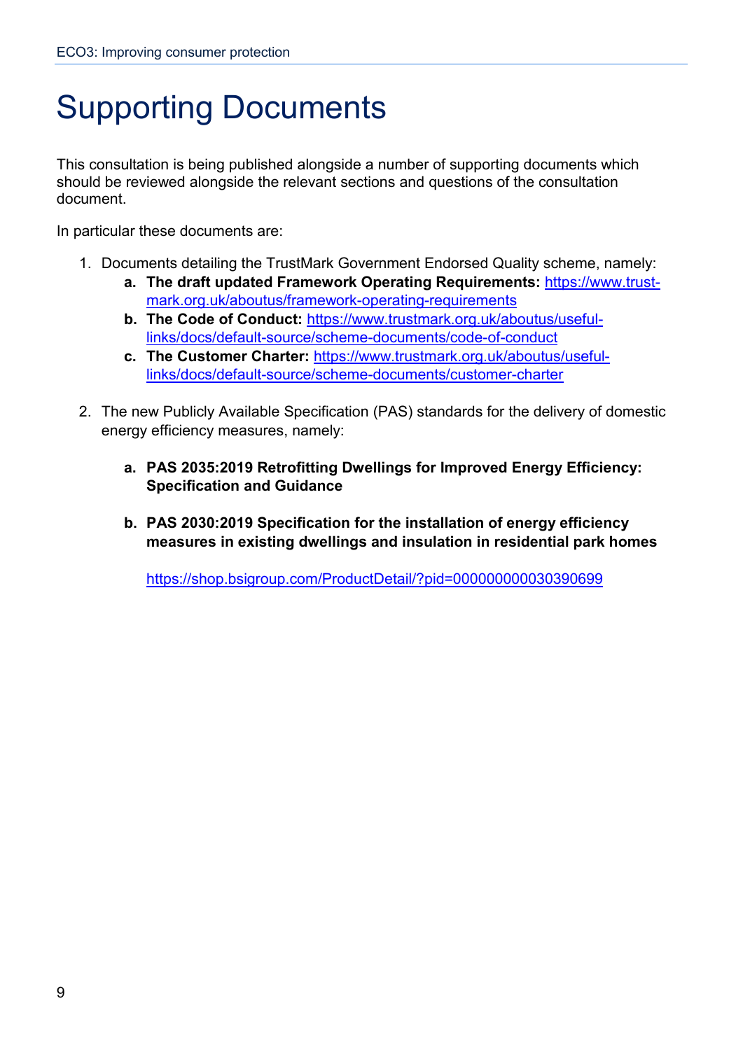# Supporting Documents

This consultation is being published alongside a number of supporting documents which should be reviewed alongside the relevant sections and questions of the consultation document.

In particular these documents are:

1. Documents detailing the TrustMark Government Endorsed Quality scheme, namely:
    a. **The draft updated Framework Operating Requirements:** https://www.trust-mark.org.uk/aboutus/framework-operating-requirements
    b. **The Code of Conduct:** https://www.trustmark.org.uk/aboutus/useful-links/docs/default-source/scheme-documents/code-of-conduct
    c. **The Customer Charter:** https://www.trustmark.org.uk/aboutus/useful-links/docs/default-source/scheme-documents/customer-charter

2. The new Publicly Available Specification (PAS) standards for the delivery of domestic energy efficiency measures, namely:

    a. **PAS 2035:2019 Retrofitting Dwellings for Improved Energy Efficiency: Specification and Guidance**

    b. **PAS 2030:2019 Specification for the installation of energy efficiency measures in existing dwellings and insulation in residential park homes**

    https://shop.bsigroup.com/ProductDetail/?pid=000000000030390699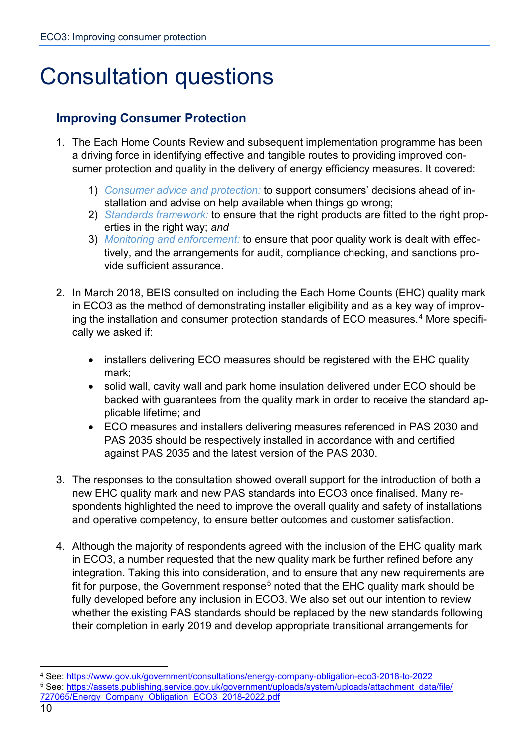# Consultation questions

## Improving Consumer Protection

1. The Each Home Counts Review and subsequent implementation programme has been a driving force in identifying effective and tangible routes to providing improved consumer protection and quality in the delivery of energy efficiency measures. It covered:

    1) *Consumer advice and protection:* to support consumers' decisions ahead of installation and advise on help available when things go wrong;
    2) *Standards framework:* to ensure that the right products are fitted to the right properties in the right way; *and*
    3) *Monitoring and enforcement:* to ensure that poor quality work is dealt with effectively, and the arrangements for audit, compliance checking, and sanctions provide sufficient assurance.

2. In March 2018, BEIS consulted on including the Each Home Counts (EHC) quality mark in ECO3 as the method of demonstrating installer eligibility and as a key way of improving the installation and consumer protection standards of ECO measures.[4] More specifically we asked if:

    - installers delivering ECO measures should be registered with the EHC quality mark;
    - solid wall, cavity wall and park home insulation delivered under ECO should be backed with guarantees from the quality mark in order to receive the standard applicable lifetime; and
    - ECO measures and installers delivering measures referenced in PAS 2030 and PAS 2035 should be respectively installed in accordance with and certified against PAS 2035 and the latest version of the PAS 2030.

3. The responses to the consultation showed overall support for the introduction of both a new EHC quality mark and new PAS standards into ECO3 once finalised. Many respondents highlighted the need to improve the overall quality and safety of installations and operative competency, to ensure better outcomes and customer satisfaction.

4. Although the majority of respondents agreed with the inclusion of the EHC quality mark in ECO3, a number requested that the new quality mark be further refined before any integration. Taking this into consideration, and to ensure that any new requirements are fit for purpose, the Government response[5] noted that the EHC quality mark should be fully developed before any inclusion in ECO3. We also set out our intention to review whether the existing PAS standards should be replaced by the new standards following their completion in early 2019 and develop appropriate transitional arrangements for

---

[4] See: https://www.gov.uk/government/consultations/energy-company-obligation-eco3-2018-to-2022

[5] See: https://assets.publishing.service.gov.uk/government/uploads/system/uploads/attachment_data/file/727065/Energy_Company_Obligation_ECO3_2018-2022.pdf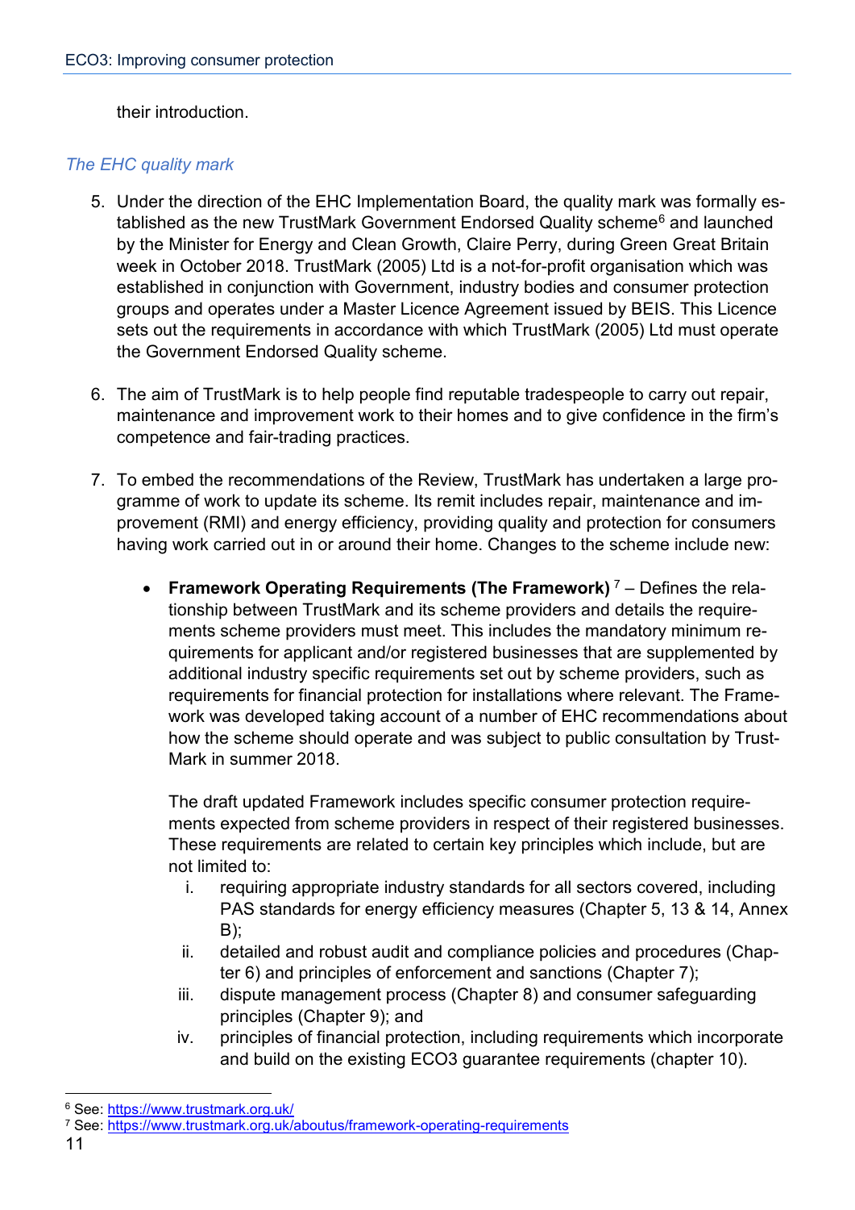their introduction.

*The EHC quality mark*

5. Under the direction of the EHC Implementation Board, the quality mark was formally established as the new TrustMark Government Endorsed Quality scheme[6] and launched by the Minister for Energy and Clean Growth, Claire Perry, during Green Great Britain week in October 2018. TrustMark (2005) Ltd is a not-for-profit organisation which was established in conjunction with Government, industry bodies and consumer protection groups and operates under a Master Licence Agreement issued by BEIS. This Licence sets out the requirements in accordance with which TrustMark (2005) Ltd must operate the Government Endorsed Quality scheme.

6. The aim of TrustMark is to help people find reputable tradespeople to carry out repair, maintenance and improvement work to their homes and to give confidence in the firm's competence and fair-trading practices.

7. To embed the recommendations of the Review, TrustMark has undertaken a large programme of work to update its scheme. Its remit includes repair, maintenance and improvement (RMI) and energy efficiency, providing quality and protection for consumers having work carried out in or around their home. Changes to the scheme include new:

   - **Framework Operating Requirements (The Framework)** [7] – Defines the relationship between TrustMark and its scheme providers and details the requirements scheme providers must meet. This includes the mandatory minimum requirements for applicant and/or registered businesses that are supplemented by additional industry specific requirements set out by scheme providers, such as requirements for financial protection for installations where relevant. The Framework was developed taking account of a number of EHC recommendations about how the scheme should operate and was subject to public consultation by TrustMark in summer 2018.

     The draft updated Framework includes specific consumer protection requirements expected from scheme providers in respect of their registered businesses. These requirements are related to certain key principles which include, but are not limited to:

     i. requiring appropriate industry standards for all sectors covered, including PAS standards for energy efficiency measures (Chapter 5, 13 & 14, Annex B);
     ii. detailed and robust audit and compliance policies and procedures (Chapter 6) and principles of enforcement and sanctions (Chapter 7);
     iii. dispute management process (Chapter 8) and consumer safeguarding principles (Chapter 9); and
     iv. principles of financial protection, including requirements which incorporate and build on the existing ECO3 guarantee requirements (chapter 10).

---

[6] See: https://www.trustmark.org.uk/

[7] See: https://www.trustmark.org.uk/aboutus/framework-operating-requirements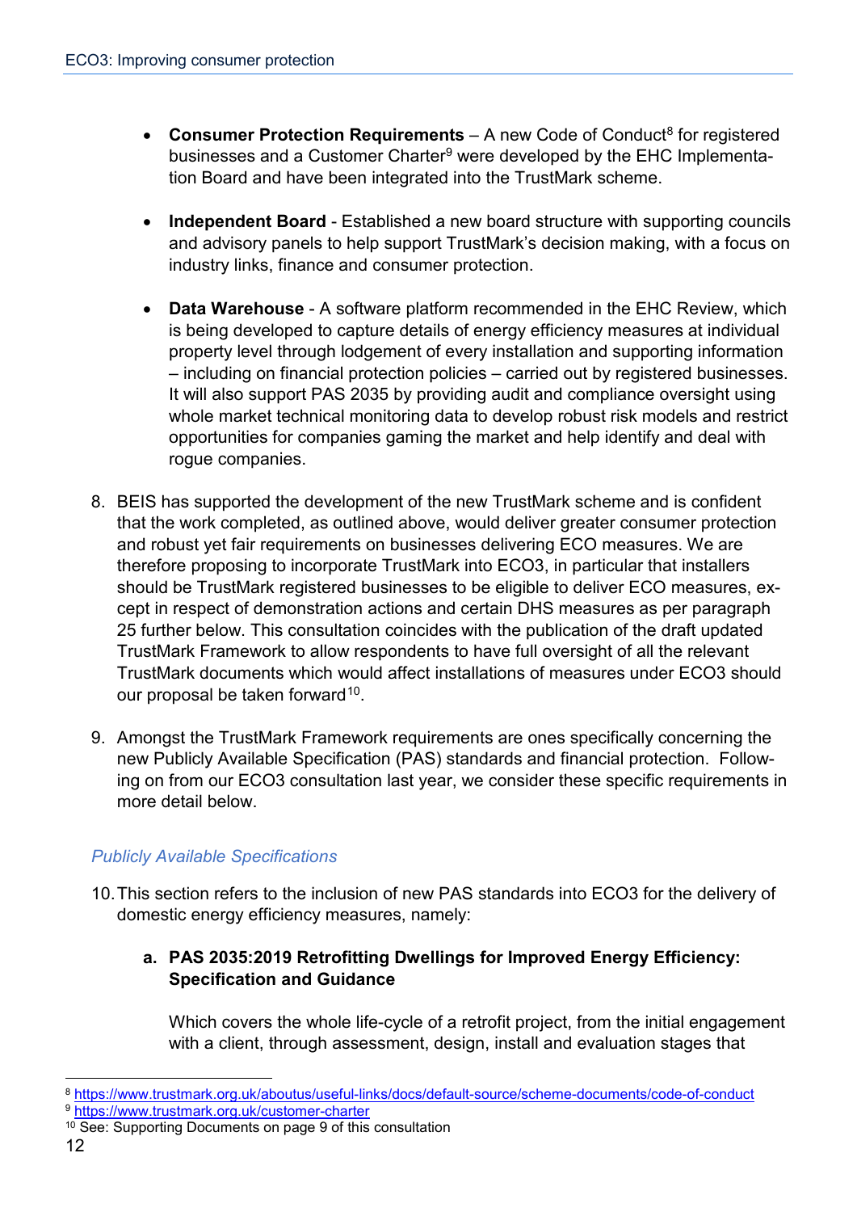- **Consumer Protection Requirements** – A new Code of Conduct[8] for registered businesses and a Customer Charter[9] were developed by the EHC Implementation Board and have been integrated into the TrustMark scheme.

- **Independent Board** - Established a new board structure with supporting councils and advisory panels to help support TrustMark's decision making, with a focus on industry links, finance and consumer protection.

- **Data Warehouse** - A software platform recommended in the EHC Review, which is being developed to capture details of energy efficiency measures at individual property level through lodgement of every installation and supporting information – including on financial protection policies – carried out by registered businesses. It will also support PAS 2035 by providing audit and compliance oversight using whole market technical monitoring data to develop robust risk models and restrict opportunities for companies gaming the market and help identify and deal with rogue companies.

8. BEIS has supported the development of the new TrustMark scheme and is confident that the work completed, as outlined above, would deliver greater consumer protection and robust yet fair requirements on businesses delivering ECO measures. We are therefore proposing to incorporate TrustMark into ECO3, in particular that installers should be TrustMark registered businesses to be eligible to deliver ECO measures, except in respect of demonstration actions and certain DHS measures as per paragraph 25 further below. This consultation coincides with the publication of the draft updated TrustMark Framework to allow respondents to have full oversight of all the relevant TrustMark documents which would affect installations of measures under ECO3 should our proposal be taken forward[10].

9. Amongst the TrustMark Framework requirements are ones specifically concerning the new Publicly Available Specification (PAS) standards and financial protection. Following on from our ECO3 consultation last year, we consider these specific requirements in more detail below.

*Publicly Available Specifications*

10. This section refers to the inclusion of new PAS standards into ECO3 for the delivery of domestic energy efficiency measures, namely:

   a. **PAS 2035:2019 Retrofitting Dwellings for Improved Energy Efficiency: Specification and Guidance**

   Which covers the whole life-cycle of a retrofit project, from the initial engagement with a client, through assessment, design, install and evaluation stages that

---

[8] https://www.trustmark.org.uk/aboutus/useful-links/docs/default-source/scheme-documents/code-of-conduct

[9] https://www.trustmark.org.uk/customer-charter

[10] See: Supporting Documents on page 9 of this consultation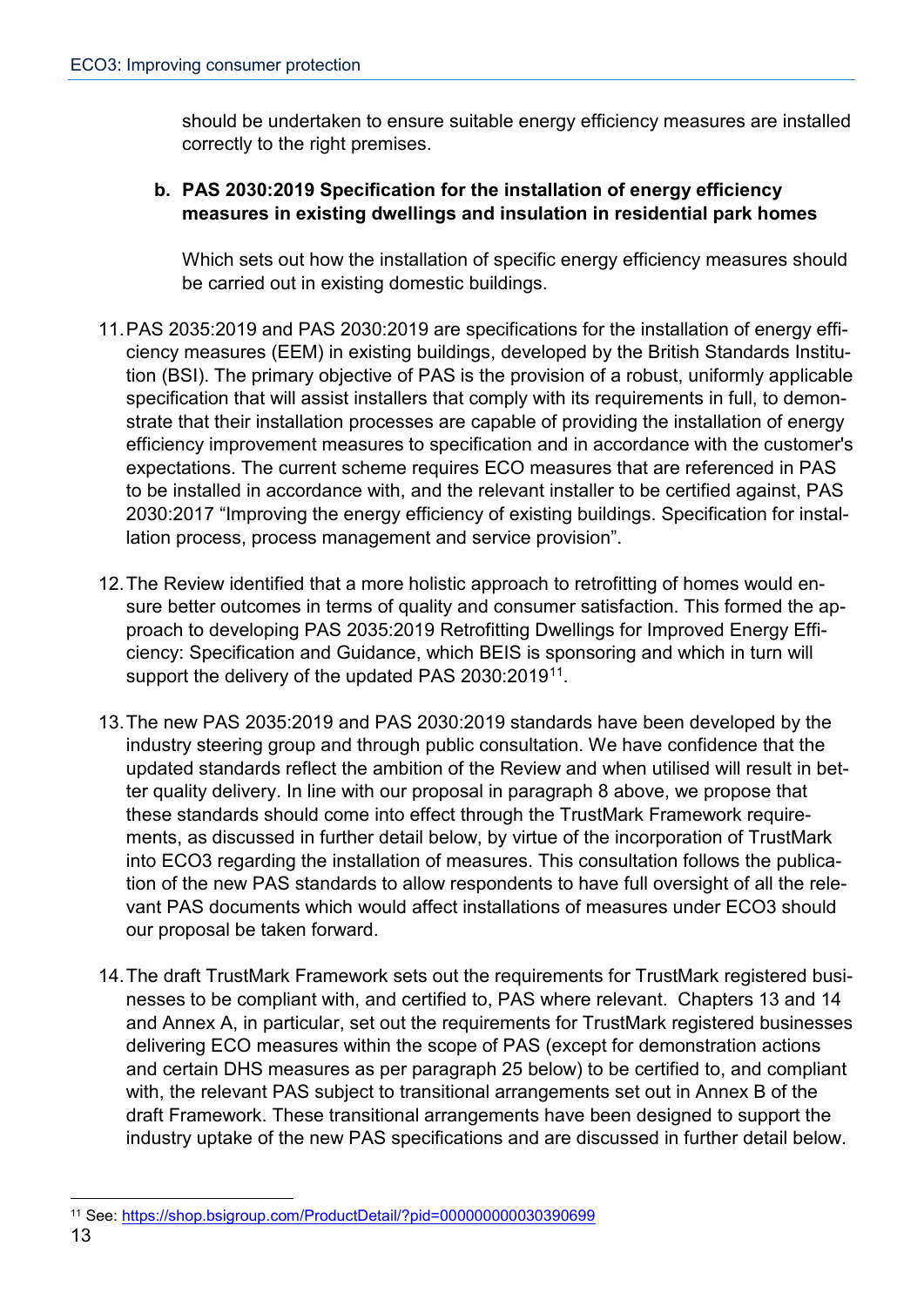should be undertaken to ensure suitable energy efficiency measures are installed correctly to the right premises.

**b. PAS 2030:2019 Specification for the installation of energy efficiency measures in existing dwellings and insulation in residential park homes**

Which sets out how the installation of specific energy efficiency measures should be carried out in existing domestic buildings.

11. PAS 2035:2019 and PAS 2030:2019 are specifications for the installation of energy efficiency measures (EEM) in existing buildings, developed by the British Standards Institution (BSI). The primary objective of PAS is the provision of a robust, uniformly applicable specification that will assist installers that comply with its requirements in full, to demonstrate that their installation processes are capable of providing the installation of energy efficiency improvement measures to specification and in accordance with the customer's expectations. The current scheme requires ECO measures that are referenced in PAS to be installed in accordance with, and the relevant installer to be certified against, PAS 2030:2017 "Improving the energy efficiency of existing buildings. Specification for installation process, process management and service provision".

12. The Review identified that a more holistic approach to retrofitting of homes would ensure better outcomes in terms of quality and consumer satisfaction. This formed the approach to developing PAS 2035:2019 Retrofitting Dwellings for Improved Energy Efficiency: Specification and Guidance, which BEIS is sponsoring and which in turn will support the delivery of the updated PAS 2030:2019[11].

13. The new PAS 2035:2019 and PAS 2030:2019 standards have been developed by the industry steering group and through public consultation. We have confidence that the updated standards reflect the ambition of the Review and when utilised will result in better quality delivery. In line with our proposal in paragraph 8 above, we propose that these standards should come into effect through the TrustMark Framework requirements, as discussed in further detail below, by virtue of the incorporation of TrustMark into ECO3 regarding the installation of measures. This consultation follows the publication of the new PAS standards to allow respondents to have full oversight of all the relevant PAS documents which would affect installations of measures under ECO3 should our proposal be taken forward.

14. The draft TrustMark Framework sets out the requirements for TrustMark registered businesses to be compliant with, and certified to, PAS where relevant. Chapters 13 and 14 and Annex A, in particular, set out the requirements for TrustMark registered businesses delivering ECO measures within the scope of PAS (except for demonstration actions and certain DHS measures as per paragraph 25 below) to be certified to, and compliant with, the relevant PAS subject to transitional arrangements set out in Annex B of the draft Framework. These transitional arrangements have been designed to support the industry uptake of the new PAS specifications and are discussed in further detail below.

[11] See: https://shop.bsigroup.com/ProductDetail/?pid=000000000030390699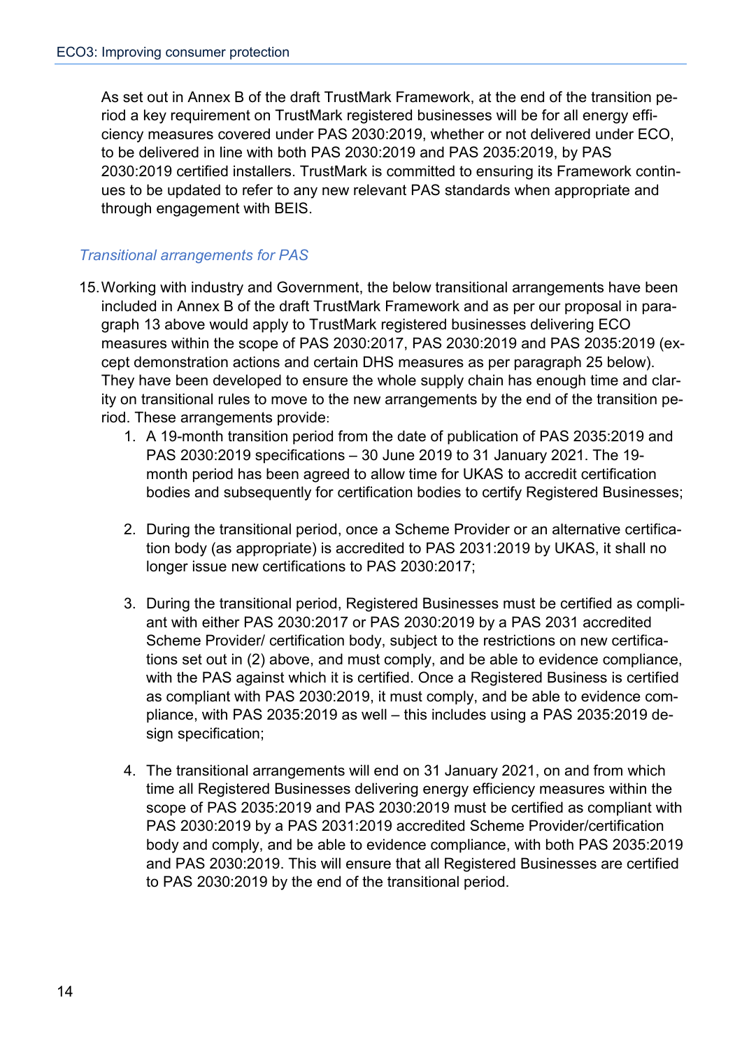As set out in Annex B of the draft TrustMark Framework, at the end of the transition period a key requirement on TrustMark registered businesses will be for all energy efficiency measures covered under PAS 2030:2019, whether or not delivered under ECO, to be delivered in line with both PAS 2030:2019 and PAS 2035:2019, by PAS 2030:2019 certified installers. TrustMark is committed to ensuring its Framework continues to be updated to refer to any new relevant PAS standards when appropriate and through engagement with BEIS.

### *Transitional arrangements for PAS*

15. Working with industry and Government, the below transitional arrangements have been included in Annex B of the draft TrustMark Framework and as per our proposal in paragraph 13 above would apply to TrustMark registered businesses delivering ECO measures within the scope of PAS 2030:2017, PAS 2030:2019 and PAS 2035:2019 (except demonstration actions and certain DHS measures as per paragraph 25 below). They have been developed to ensure the whole supply chain has enough time and clarity on transitional rules to move to the new arrangements by the end of the transition period. These arrangements provide:
    1. A 19-month transition period from the date of publication of PAS 2035:2019 and PAS 2030:2019 specifications – 30 June 2019 to 31 January 2021. The 19-month period has been agreed to allow time for UKAS to accredit certification bodies and subsequently for certification bodies to certify Registered Businesses;
    2. During the transitional period, once a Scheme Provider or an alternative certification body (as appropriate) is accredited to PAS 2031:2019 by UKAS, it shall no longer issue new certifications to PAS 2030:2017;
    3. During the transitional period, Registered Businesses must be certified as compliant with either PAS 2030:2017 or PAS 2030:2019 by a PAS 2031 accredited Scheme Provider/ certification body, subject to the restrictions on new certifications set out in (2) above, and must comply, and be able to evidence compliance, with the PAS against which it is certified. Once a Registered Business is certified as compliant with PAS 2030:2019, it must comply, and be able to evidence compliance, with PAS 2035:2019 as well – this includes using a PAS 2035:2019 design specification;
    4. The transitional arrangements will end on 31 January 2021, on and from which time all Registered Businesses delivering energy efficiency measures within the scope of PAS 2035:2019 and PAS 2030:2019 must be certified as compliant with PAS 2030:2019 by a PAS 2031:2019 accredited Scheme Provider/certification body and comply, and be able to evidence compliance, with both PAS 2035:2019 and PAS 2030:2019. This will ensure that all Registered Businesses are certified to PAS 2030:2019 by the end of the transitional period.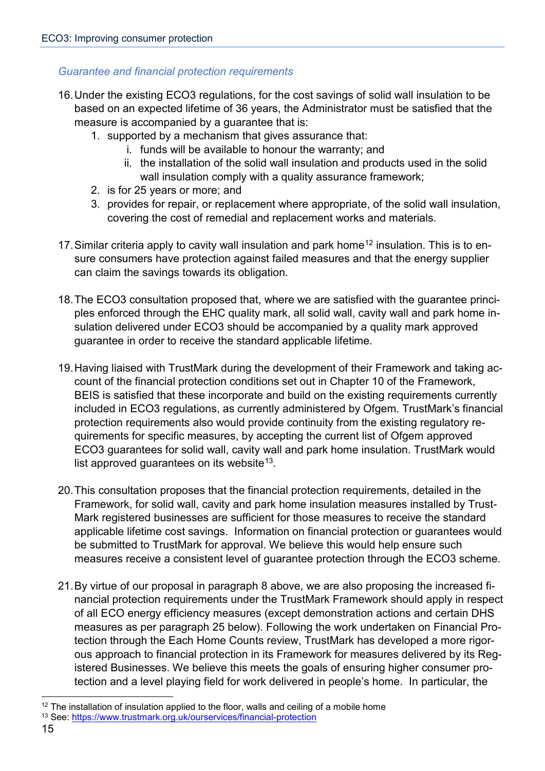*Guarantee and financial protection requirements*

16. Under the existing ECO3 regulations, for the cost savings of solid wall insulation to be based on an expected lifetime of 36 years, the Administrator must be satisfied that the measure is accompanied by a guarantee that is:
    1. supported by a mechanism that gives assurance that:
        i. funds will be available to honour the warranty; and
        ii. the installation of the solid wall insulation and products used in the solid wall insulation comply with a quality assurance framework;
    2. is for 25 years or more; and
    3. provides for repair, or replacement where appropriate, of the solid wall insulation, covering the cost of remedial and replacement works and materials.

17. Similar criteria apply to cavity wall insulation and park home[12] insulation. This is to ensure consumers have protection against failed measures and that the energy supplier can claim the savings towards its obligation.

18. The ECO3 consultation proposed that, where we are satisfied with the guarantee principles enforced through the EHC quality mark, all solid wall, cavity wall and park home insulation delivered under ECO3 should be accompanied by a quality mark approved guarantee in order to receive the standard applicable lifetime.

19. Having liaised with TrustMark during the development of their Framework and taking account of the financial protection conditions set out in Chapter 10 of the Framework, BEIS is satisfied that these incorporate and build on the existing requirements currently included in ECO3 regulations, as currently administered by Ofgem. TrustMark's financial protection requirements also would provide continuity from the existing regulatory requirements for specific measures, by accepting the current list of Ofgem approved ECO3 guarantees for solid wall, cavity wall and park home insulation. TrustMark would list approved guarantees on its website[13].

20. This consultation proposes that the financial protection requirements, detailed in the Framework, for solid wall, cavity and park home insulation measures installed by TrustMark registered businesses are sufficient for those measures to receive the standard applicable lifetime cost savings. Information on financial protection or guarantees would be submitted to TrustMark for approval. We believe this would help ensure such measures receive a consistent level of guarantee protection through the ECO3 scheme.

21. By virtue of our proposal in paragraph 8 above, we are also proposing the increased financial protection requirements under the TrustMark Framework should apply in respect of all ECO energy efficiency measures (except demonstration actions and certain DHS measures as per paragraph 25 below). Following the work undertaken on Financial Protection through the Each Home Counts review, TrustMark has developed a more rigorous approach to financial protection in its Framework for measures delivered by its Registered Businesses. We believe this meets the goals of ensuring higher consumer protection and a level playing field for work delivered in people's home. In particular, the

[12] The installation of insulation applied to the floor, walls and ceiling of a mobile home

[13] See: https://www.trustmark.org.uk/ourservices/financial-protection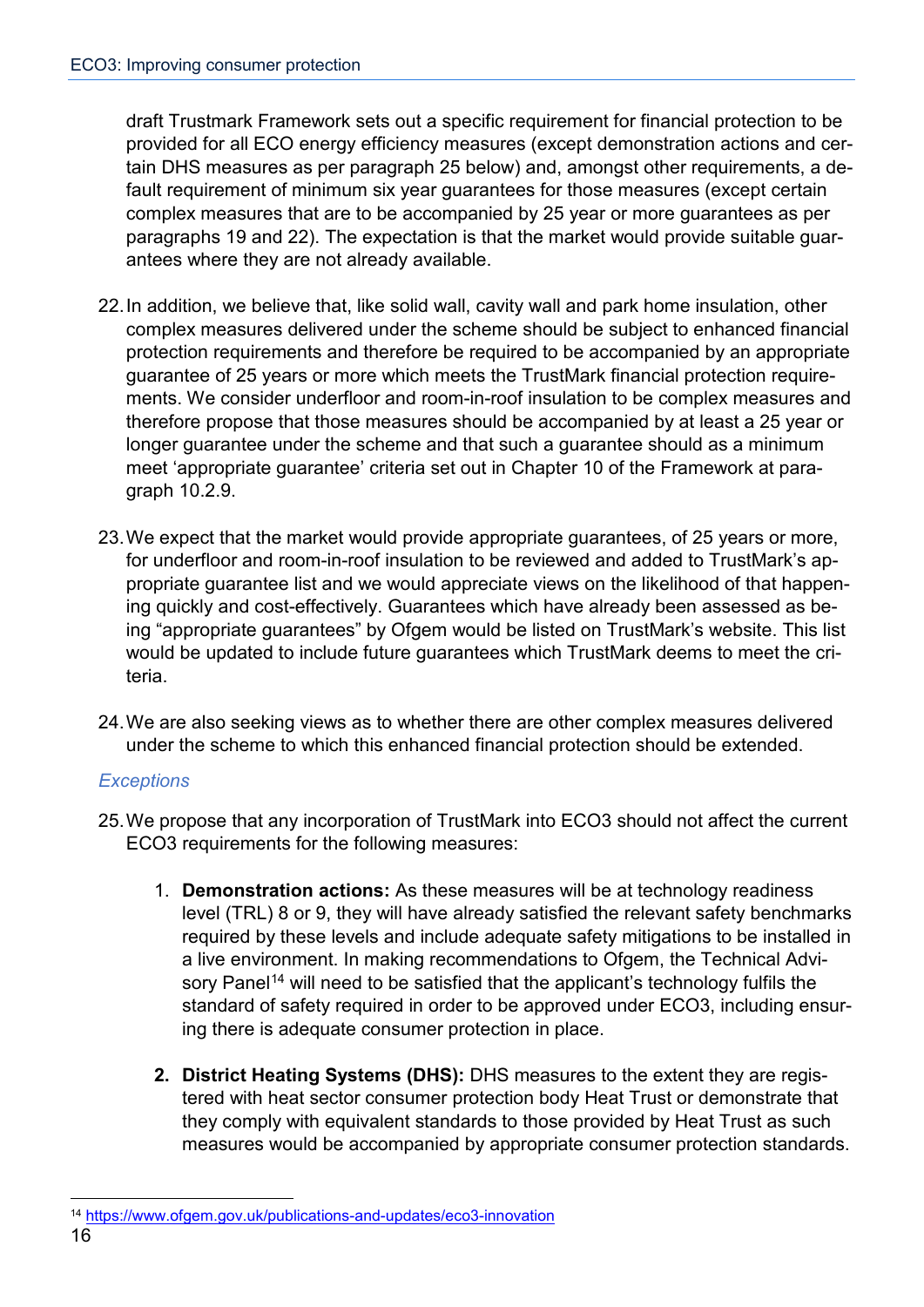draft Trustmark Framework sets out a specific requirement for financial protection to be provided for all ECO energy efficiency measures (except demonstration actions and certain DHS measures as per paragraph 25 below) and, amongst other requirements, a default requirement of minimum six year guarantees for those measures (except certain complex measures that are to be accompanied by 25 year or more guarantees as per paragraphs 19 and 22). The expectation is that the market would provide suitable guarantees where they are not already available.

22. In addition, we believe that, like solid wall, cavity wall and park home insulation, other complex measures delivered under the scheme should be subject to enhanced financial protection requirements and therefore be required to be accompanied by an appropriate guarantee of 25 years or more which meets the TrustMark financial protection requirements. We consider underfloor and room-in-roof insulation to be complex measures and therefore propose that those measures should be accompanied by at least a 25 year or longer guarantee under the scheme and that such a guarantee should as a minimum meet 'appropriate guarantee' criteria set out in Chapter 10 of the Framework at paragraph 10.2.9.

23. We expect that the market would provide appropriate guarantees, of 25 years or more, for underfloor and room-in-roof insulation to be reviewed and added to TrustMark's appropriate guarantee list and we would appreciate views on the likelihood of that happening quickly and cost-effectively. Guarantees which have already been assessed as being "appropriate guarantees" by Ofgem would be listed on TrustMark's website. This list would be updated to include future guarantees which TrustMark deems to meet the criteria.

24. We are also seeking views as to whether there are other complex measures delivered under the scheme to which this enhanced financial protection should be extended.

### *Exceptions*

25. We propose that any incorporation of TrustMark into ECO3 should not affect the current ECO3 requirements for the following measures:

    1. **Demonstration actions:** As these measures will be at technology readiness level (TRL) 8 or 9, they will have already satisfied the relevant safety benchmarks required by these levels and include adequate safety mitigations to be installed in a live environment. In making recommendations to Ofgem, the Technical Advisory Panel[14] will need to be satisfied that the applicant's technology fulfils the standard of safety required in order to be approved under ECO3, including ensuring there is adequate consumer protection in place.

    2. **District Heating Systems (DHS):** DHS measures to the extent they are registered with heat sector consumer protection body Heat Trust or demonstrate that they comply with equivalent standards to those provided by Heat Trust as such measures would be accompanied by appropriate consumer protection standards.

[14] https://www.ofgem.gov.uk/publications-and-updates/eco3-innovation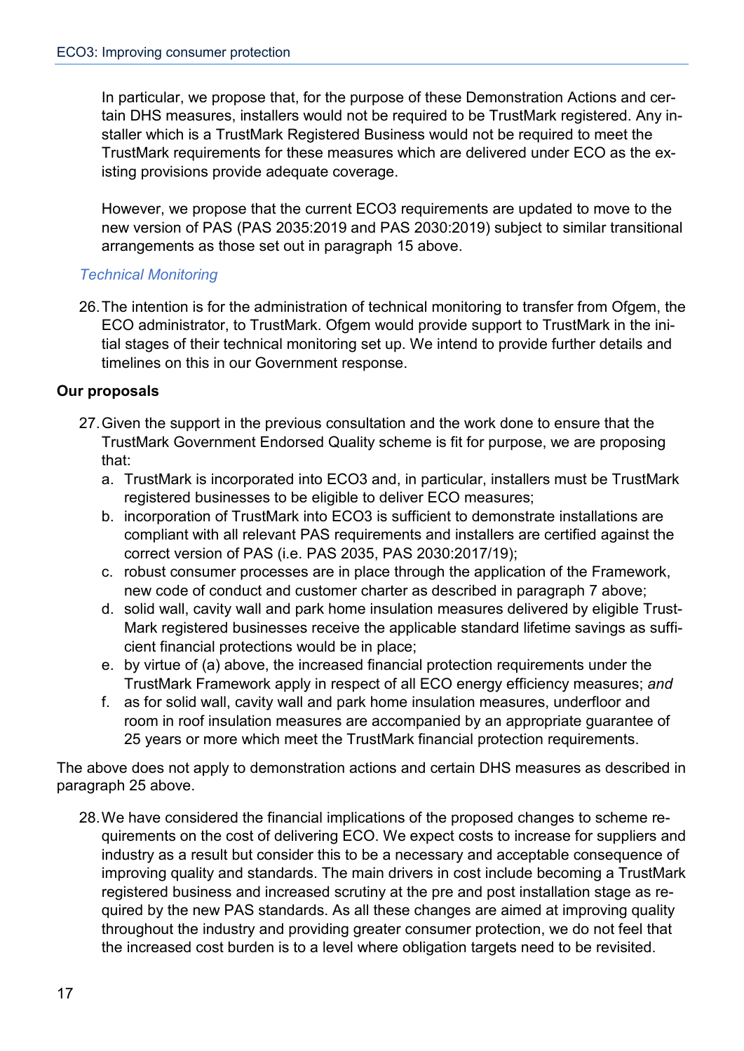In particular, we propose that, for the purpose of these Demonstration Actions and certain DHS measures, installers would not be required to be TrustMark registered. Any installer which is a TrustMark Registered Business would not be required to meet the TrustMark requirements for these measures which are delivered under ECO as the existing provisions provide adequate coverage.

However, we propose that the current ECO3 requirements are updated to move to the new version of PAS (PAS 2035:2019 and PAS 2030:2019) subject to similar transitional arrangements as those set out in paragraph 15 above.

*Technical Monitoring*

26. The intention is for the administration of technical monitoring to transfer from Ofgem, the ECO administrator, to TrustMark. Ofgem would provide support to TrustMark in the initial stages of their technical monitoring set up. We intend to provide further details and timelines on this in our Government response.

**Our proposals**

27. Given the support in the previous consultation and the work done to ensure that the TrustMark Government Endorsed Quality scheme is fit for purpose, we are proposing that:
    a. TrustMark is incorporated into ECO3 and, in particular, installers must be TrustMark registered businesses to be eligible to deliver ECO measures;
    b. incorporation of TrustMark into ECO3 is sufficient to demonstrate installations are compliant with all relevant PAS requirements and installers are certified against the correct version of PAS (i.e. PAS 2035, PAS 2030:2017/19);
    c. robust consumer processes are in place through the application of the Framework, new code of conduct and customer charter as described in paragraph 7 above;
    d. solid wall, cavity wall and park home insulation measures delivered by eligible TrustMark registered businesses receive the applicable standard lifetime savings as sufficient financial protections would be in place;
    e. by virtue of (a) above, the increased financial protection requirements under the TrustMark Framework apply in respect of all ECO energy efficiency measures; *and*
    f. as for solid wall, cavity wall and park home insulation measures, underfloor and room in roof insulation measures are accompanied by an appropriate guarantee of 25 years or more which meet the TrustMark financial protection requirements.

The above does not apply to demonstration actions and certain DHS measures as described in paragraph 25 above.

28. We have considered the financial implications of the proposed changes to scheme requirements on the cost of delivering ECO. We expect costs to increase for suppliers and industry as a result but consider this to be a necessary and acceptable consequence of improving quality and standards. The main drivers in cost include becoming a TrustMark registered business and increased scrutiny at the pre and post installation stage as required by the new PAS standards. As all these changes are aimed at improving quality throughout the industry and providing greater consumer protection, we do not feel that the increased cost burden is to a level where obligation targets need to be revisited.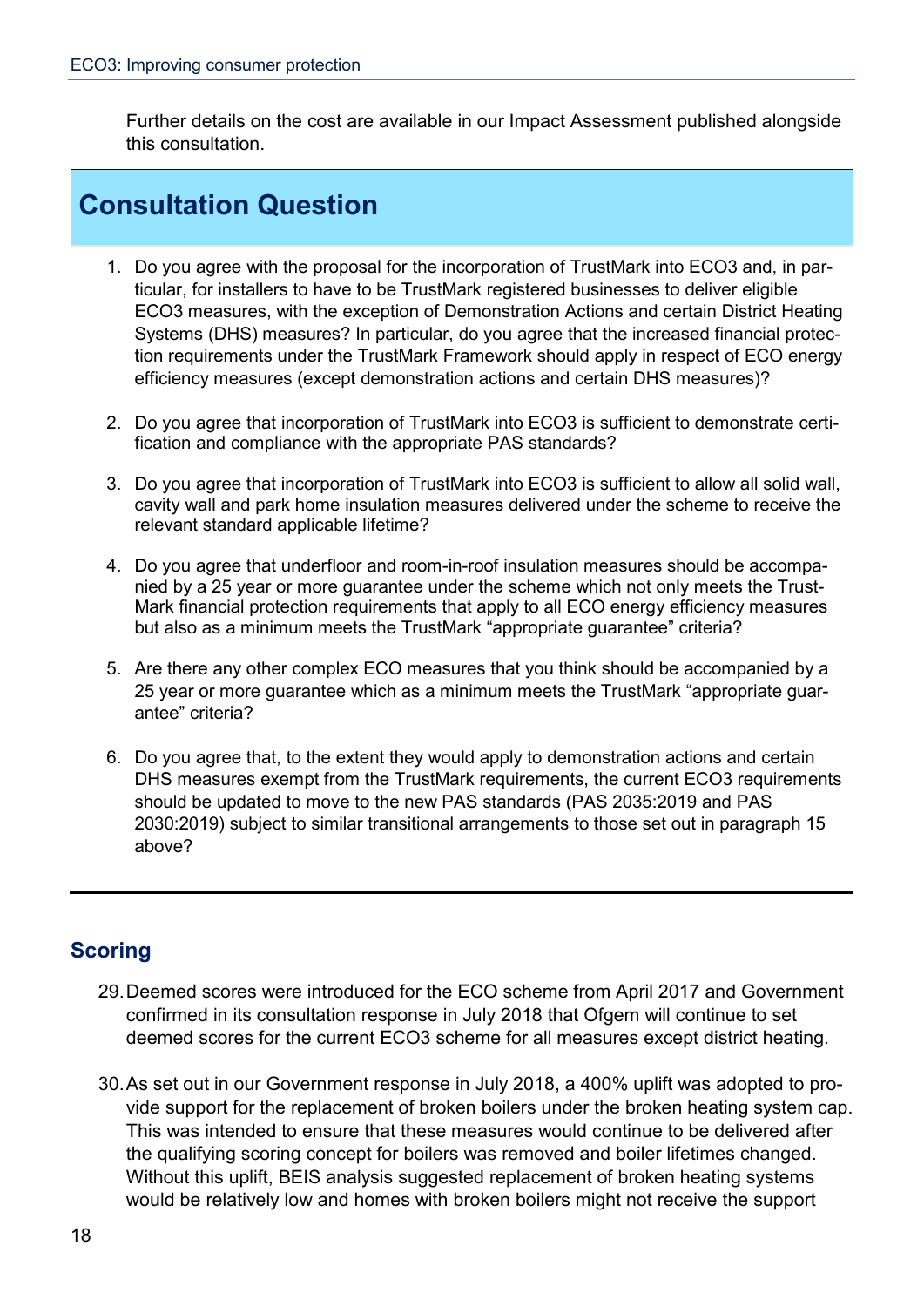Further details on the cost are available in our Impact Assessment published alongside this consultation.

## Consultation Question

1. Do you agree with the proposal for the incorporation of TrustMark into ECO3 and, in particular, for installers to have to be TrustMark registered businesses to deliver eligible ECO3 measures, with the exception of Demonstration Actions and certain District Heating Systems (DHS) measures? In particular, do you agree that the increased financial protection requirements under the TrustMark Framework should apply in respect of ECO energy efficiency measures (except demonstration actions and certain DHS measures)?

2. Do you agree that incorporation of TrustMark into ECO3 is sufficient to demonstrate certification and compliance with the appropriate PAS standards?

3. Do you agree that incorporation of TrustMark into ECO3 is sufficient to allow all solid wall, cavity wall and park home insulation measures delivered under the scheme to receive the relevant standard applicable lifetime?

4. Do you agree that underfloor and room-in-roof insulation measures should be accompanied by a 25 year or more guarantee under the scheme which not only meets the TrustMark financial protection requirements that apply to all ECO energy efficiency measures but also as a minimum meets the TrustMark "appropriate guarantee" criteria?

5. Are there any other complex ECO measures that you think should be accompanied by a 25 year or more guarantee which as a minimum meets the TrustMark "appropriate guarantee" criteria?

6. Do you agree that, to the extent they would apply to demonstration actions and certain DHS measures exempt from the TrustMark requirements, the current ECO3 requirements should be updated to move to the new PAS standards (PAS 2035:2019 and PAS 2030:2019) subject to similar transitional arrangements to those set out in paragraph 15 above?

---

### Scoring

29. Deemed scores were introduced for the ECO scheme from April 2017 and Government confirmed in its consultation response in July 2018 that Ofgem will continue to set deemed scores for the current ECO3 scheme for all measures except district heating.

30. As set out in our Government response in July 2018, a 400% uplift was adopted to provide support for the replacement of broken boilers under the broken heating system cap. This was intended to ensure that these measures would continue to be delivered after the qualifying scoring concept for boilers was removed and boiler lifetimes changed. Without this uplift, BEIS analysis suggested replacement of broken heating systems would be relatively low and homes with broken boilers might not receive the support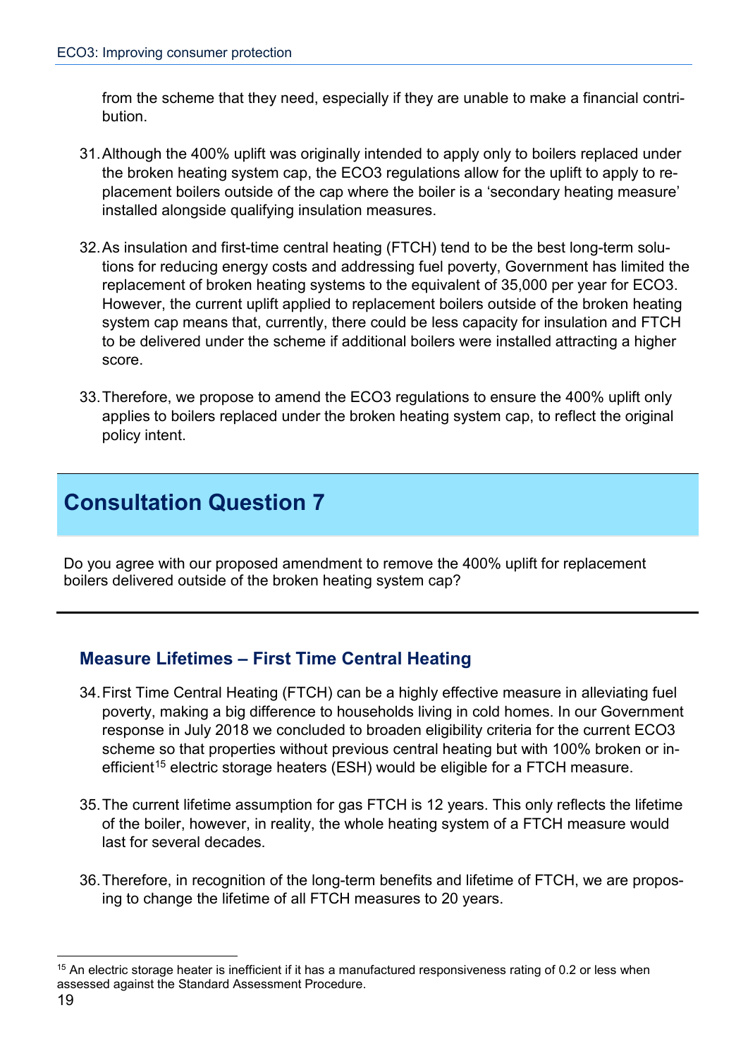from the scheme that they need, especially if they are unable to make a financial contribution.

31. Although the 400% uplift was originally intended to apply only to boilers replaced under the broken heating system cap, the ECO3 regulations allow for the uplift to apply to replacement boilers outside of the cap where the boiler is a 'secondary heating measure' installed alongside qualifying insulation measures.

32. As insulation and first-time central heating (FTCH) tend to be the best long-term solutions for reducing energy costs and addressing fuel poverty, Government has limited the replacement of broken heating systems to the equivalent of 35,000 per year for ECO3. However, the current uplift applied to replacement boilers outside of the broken heating system cap means that, currently, there could be less capacity for insulation and FTCH to be delivered under the scheme if additional boilers were installed attracting a higher score.

33. Therefore, we propose to amend the ECO3 regulations to ensure the 400% uplift only applies to boilers replaced under the broken heating system cap, to reflect the original policy intent.

## Consultation Question 7

Do you agree with our proposed amendment to remove the 400% uplift for replacement boilers delivered outside of the broken heating system cap?

### Measure Lifetimes – First Time Central Heating

34. First Time Central Heating (FTCH) can be a highly effective measure in alleviating fuel poverty, making a big difference to households living in cold homes. In our Government response in July 2018 we concluded to broaden eligibility criteria for the current ECO3 scheme so that properties without previous central heating but with 100% broken or inefficient[15] electric storage heaters (ESH) would be eligible for a FTCH measure.

35. The current lifetime assumption for gas FTCH is 12 years. This only reflects the lifetime of the boiler, however, in reality, the whole heating system of a FTCH measure would last for several decades.

36. Therefore, in recognition of the long-term benefits and lifetime of FTCH, we are proposing to change the lifetime of all FTCH measures to 20 years.

[15] An electric storage heater is inefficient if it has a manufactured responsiveness rating of 0.2 or less when assessed against the Standard Assessment Procedure.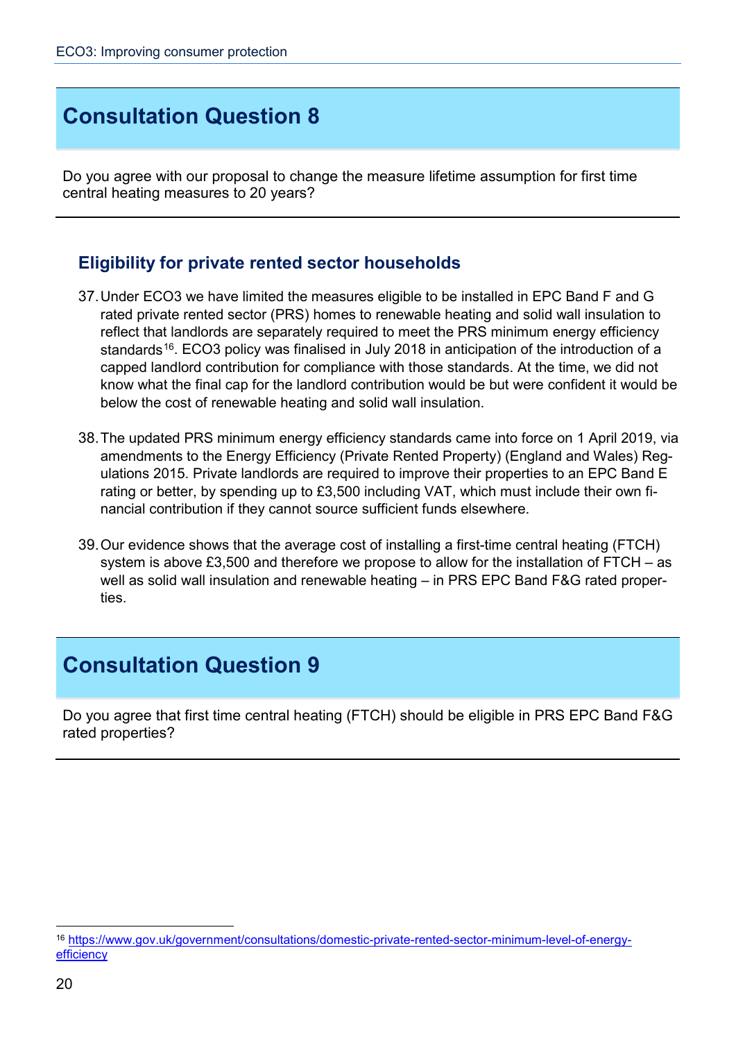## Consultation Question 8

Do you agree with our proposal to change the measure lifetime assumption for first time central heating measures to 20 years?

### Eligibility for private rented sector households

37. Under ECO3 we have limited the measures eligible to be installed in EPC Band F and G rated private rented sector (PRS) homes to renewable heating and solid wall insulation to reflect that landlords are separately required to meet the PRS minimum energy efficiency standards[16]. ECO3 policy was finalised in July 2018 in anticipation of the introduction of a capped landlord contribution for compliance with those standards. At the time, we did not know what the final cap for the landlord contribution would be but were confident it would be below the cost of renewable heating and solid wall insulation.

38. The updated PRS minimum energy efficiency standards came into force on 1 April 2019, via amendments to the Energy Efficiency (Private Rented Property) (England and Wales) Regulations 2015. Private landlords are required to improve their properties to an EPC Band E rating or better, by spending up to £3,500 including VAT, which must include their own financial contribution if they cannot source sufficient funds elsewhere.

39. Our evidence shows that the average cost of installing a first-time central heating (FTCH) system is above £3,500 and therefore we propose to allow for the installation of FTCH – as well as solid wall insulation and renewable heating – in PRS EPC Band F&G rated properties.

## Consultation Question 9

Do you agree that first time central heating (FTCH) should be eligible in PRS EPC Band F&G rated properties?

---

[16] https://www.gov.uk/government/consultations/domestic-private-rented-sector-minimum-level-of-energy-efficiency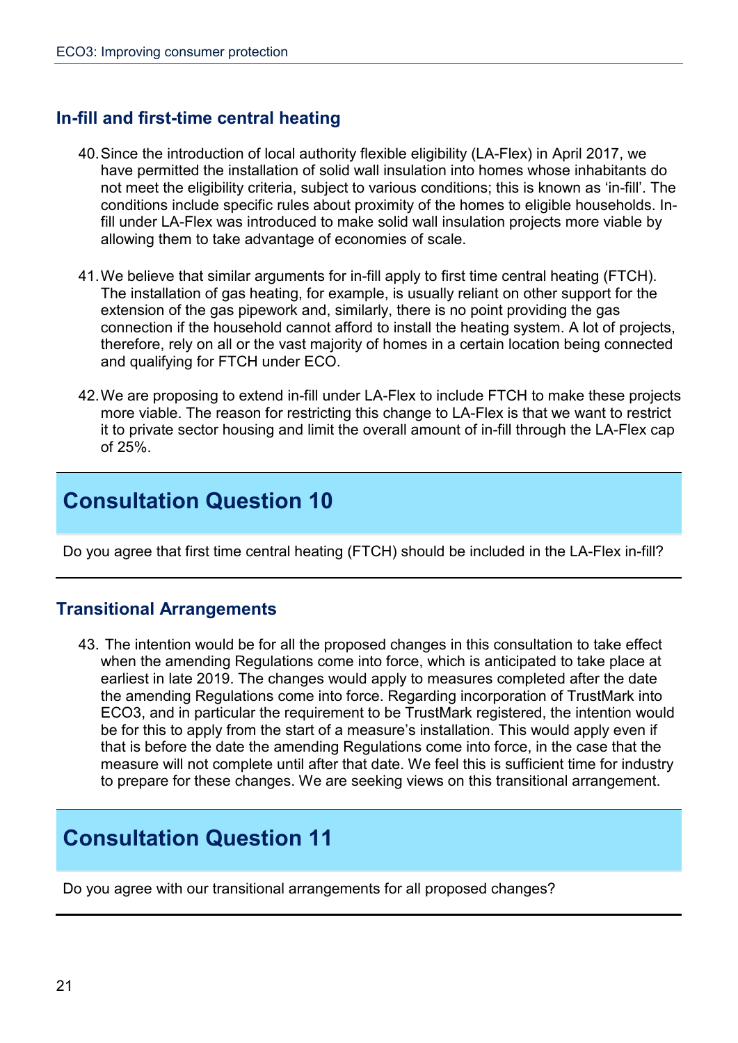## In-fill and first-time central heating

40. Since the introduction of local authority flexible eligibility (LA-Flex) in April 2017, we have permitted the installation of solid wall insulation into homes whose inhabitants do not meet the eligibility criteria, subject to various conditions; this is known as 'in-fill'. The conditions include specific rules about proximity of the homes to eligible households. In-fill under LA-Flex was introduced to make solid wall insulation projects more viable by allowing them to take advantage of economies of scale.

41. We believe that similar arguments for in-fill apply to first time central heating (FTCH). The installation of gas heating, for example, is usually reliant on other support for the extension of the gas pipework and, similarly, there is no point providing the gas connection if the household cannot afford to install the heating system. A lot of projects, therefore, rely on all or the vast majority of homes in a certain location being connected and qualifying for FTCH under ECO.

42. We are proposing to extend in-fill under LA-Flex to include FTCH to make these projects more viable. The reason for restricting this change to LA-Flex is that we want to restrict it to private sector housing and limit the overall amount of in-fill through the LA-Flex cap of 25%.

## Consultation Question 10

Do you agree that first time central heating (FTCH) should be included in the LA-Flex in-fill?

## Transitional Arrangements

43. The intention would be for all the proposed changes in this consultation to take effect when the amending Regulations come into force, which is anticipated to take place at earliest in late 2019. The changes would apply to measures completed after the date the amending Regulations come into force. Regarding incorporation of TrustMark into ECO3, and in particular the requirement to be TrustMark registered, the intention would be for this to apply from the start of a measure's installation. This would apply even if that is before the date the amending Regulations come into force, in the case that the measure will not complete until after that date. We feel this is sufficient time for industry to prepare for these changes. We are seeking views on this transitional arrangement.

## Consultation Question 11

Do you agree with our transitional arrangements for all proposed changes?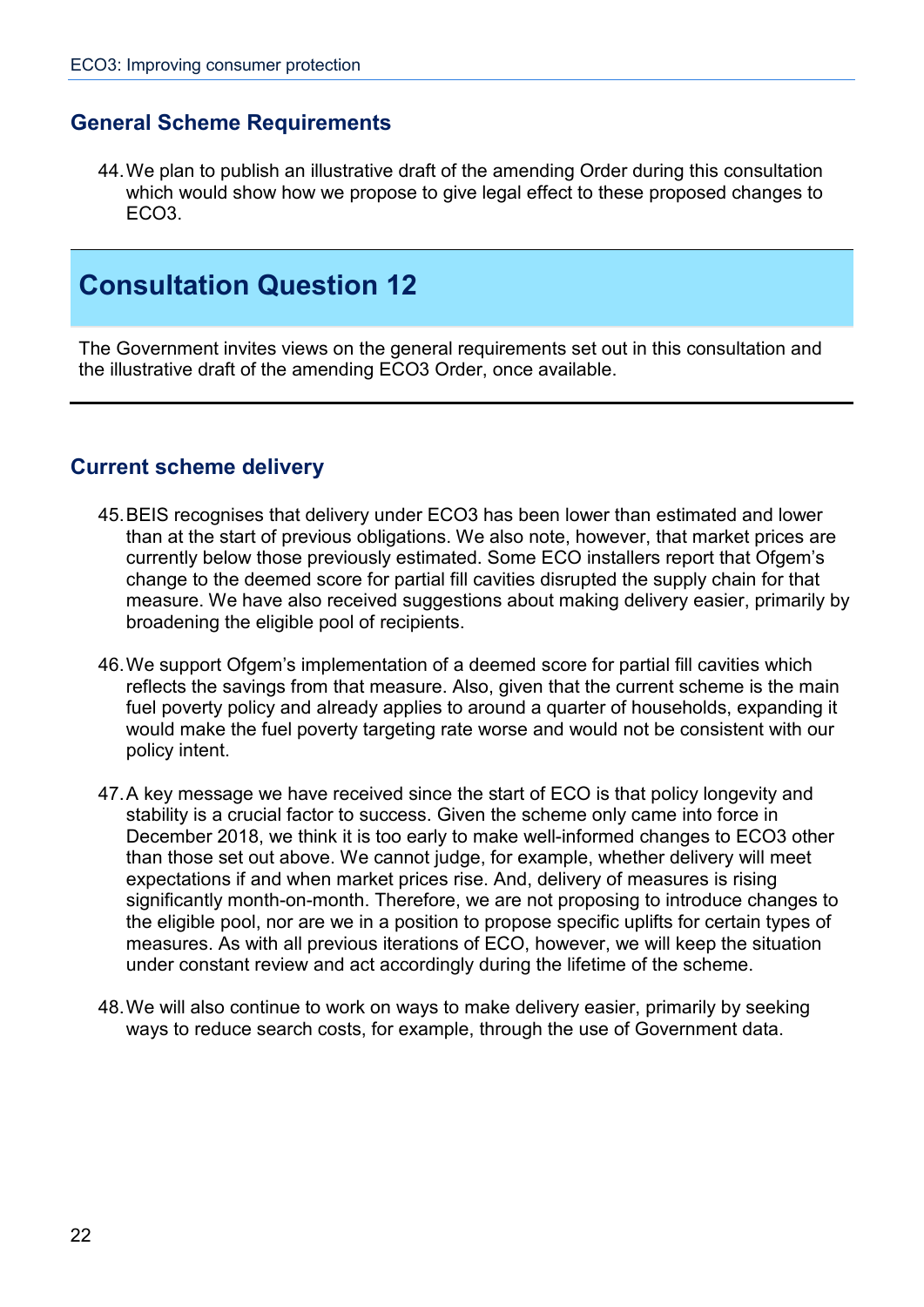## General Scheme Requirements

44. We plan to publish an illustrative draft of the amending Order during this consultation which would show how we propose to give legal effect to these proposed changes to ECO3.

## Consultation Question 12

The Government invites views on the general requirements set out in this consultation and the illustrative draft of the amending ECO3 Order, once available.

## Current scheme delivery

45. BEIS recognises that delivery under ECO3 has been lower than estimated and lower than at the start of previous obligations. We also note, however, that market prices are currently below those previously estimated. Some ECO installers report that Ofgem's change to the deemed score for partial fill cavities disrupted the supply chain for that measure. We have also received suggestions about making delivery easier, primarily by broadening the eligible pool of recipients.

46. We support Ofgem's implementation of a deemed score for partial fill cavities which reflects the savings from that measure. Also, given that the current scheme is the main fuel poverty policy and already applies to around a quarter of households, expanding it would make the fuel poverty targeting rate worse and would not be consistent with our policy intent.

47. A key message we have received since the start of ECO is that policy longevity and stability is a crucial factor to success. Given the scheme only came into force in December 2018, we think it is too early to make well-informed changes to ECO3 other than those set out above. We cannot judge, for example, whether delivery will meet expectations if and when market prices rise. And, delivery of measures is rising significantly month-on-month. Therefore, we are not proposing to introduce changes to the eligible pool, nor are we in a position to propose specific uplifts for certain types of measures. As with all previous iterations of ECO, however, we will keep the situation under constant review and act accordingly during the lifetime of the scheme.

48. We will also continue to work on ways to make delivery easier, primarily by seeking ways to reduce search costs, for example, through the use of Government data.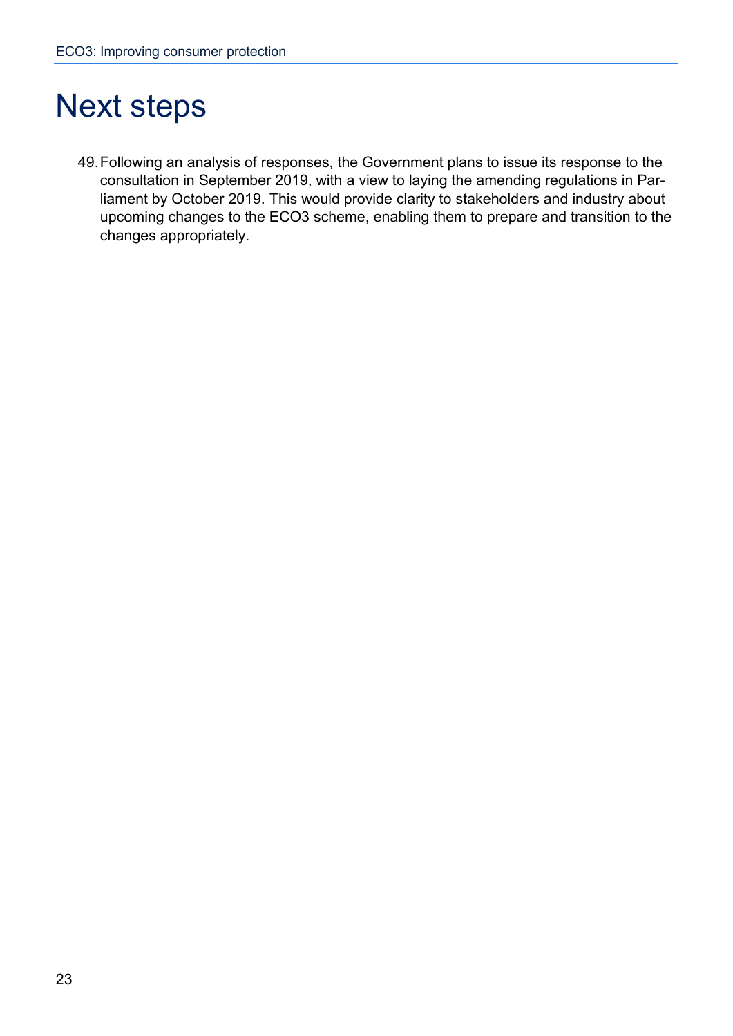# Next steps

49. Following an analysis of responses, the Government plans to issue its response to the consultation in September 2019, with a view to laying the amending regulations in Parliament by October 2019. This would provide clarity to stakeholders and industry about upcoming changes to the ECO3 scheme, enabling them to prepare and transition to the changes appropriately.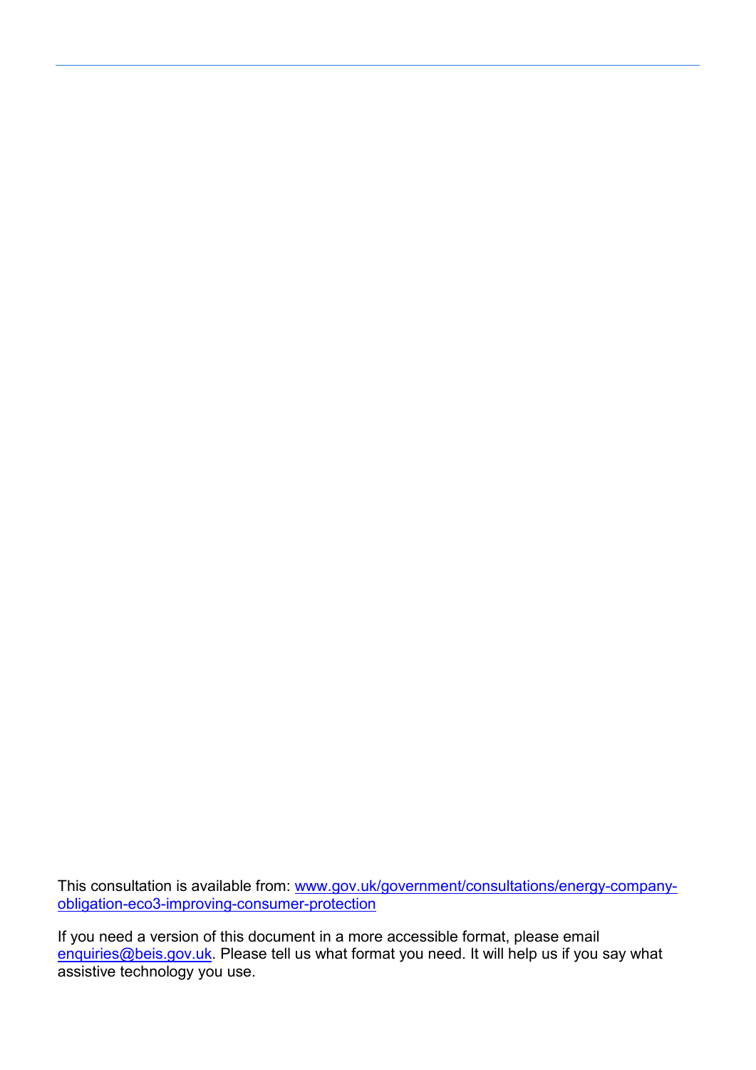This consultation is available from: [www.gov.uk/government/consultations/energy-company-obligation-eco3-improving-consumer-protection](www.gov.uk/government/consultations/energy-company-obligation-eco3-improving-consumer-protection)

If you need a version of this document in a more accessible format, please email [enquiries@beis.gov.uk](mailto:enquiries@beis.gov.uk). Please tell us what format you need. It will help us if you say what assistive technology you use.